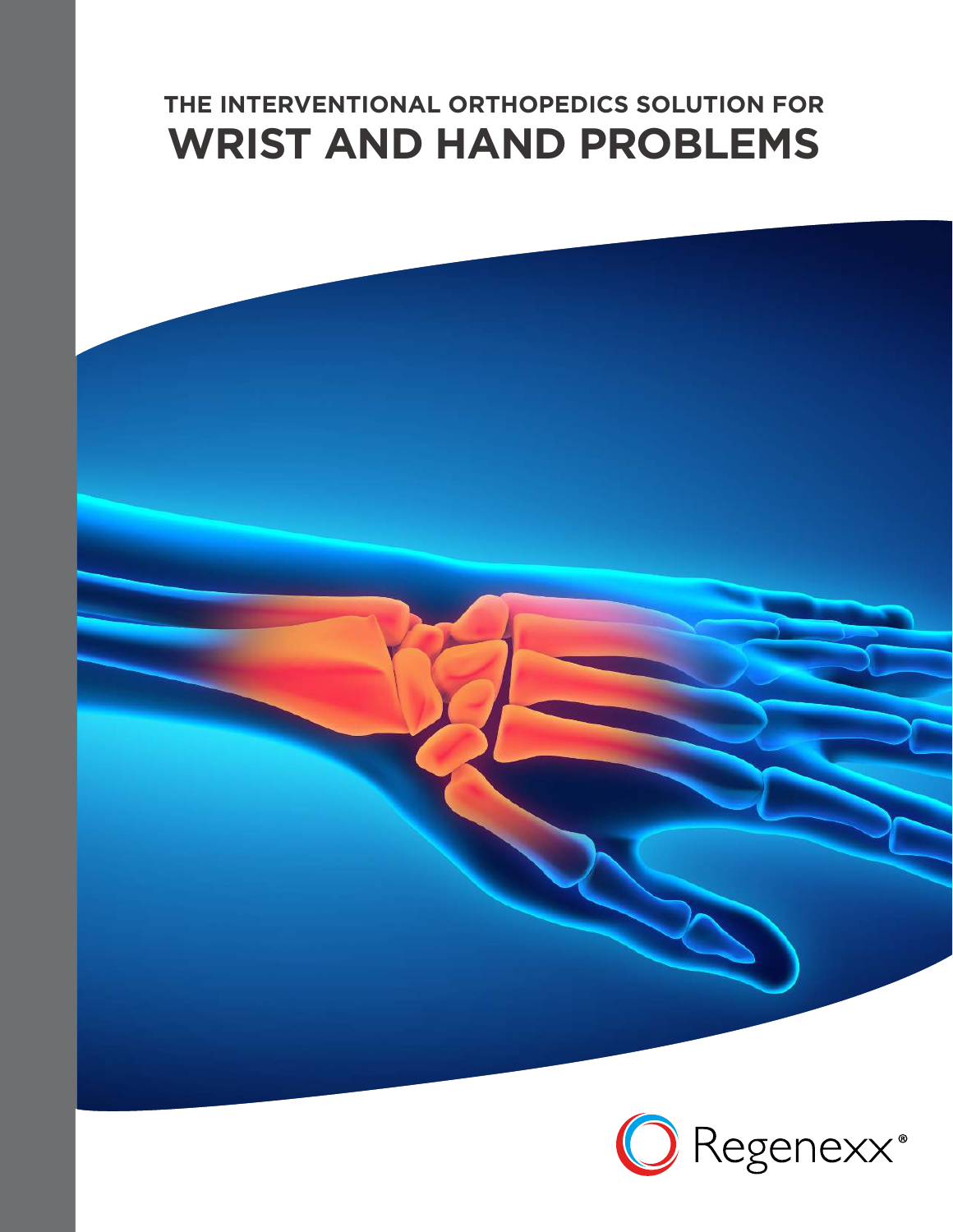# THE INTERVENTIONAL ORTHOPEDICS SOLUTION FOR WRIST AND HAND PROBLEMS

Regenexx®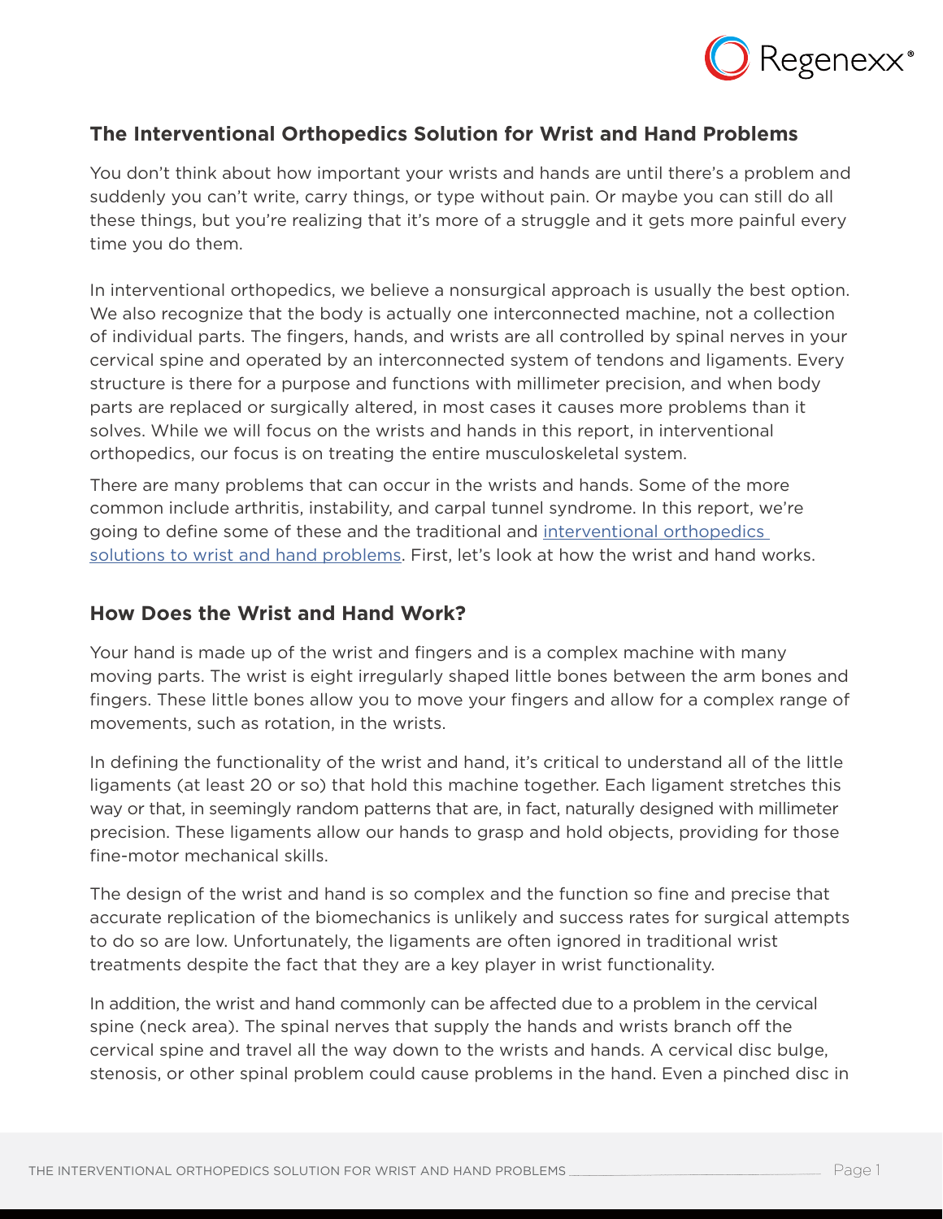## The Interventional Orthopedics Solution for Wrist and Hand Problems

You don't think about how important your wrists and hands are until there's a problem and suddenly you can't write, carry things, or type without pain. Or maybe you can still do all these things, but you're realizing that it's more of a struggle and it gets more painful every time you do them.

In interventional orthopedics, we believe a nonsurgical approach is usually the best option. We also recognize that the body is actually one interconnected machine, not a collection of individual parts. The fingers, hands, and wrists are all controlled by spinal nerves in your cervical spine and operated by an interconnected system of tendons and ligaments. Every structure is there for a purpose and functions with millimeter precision, and when body parts are replaced or surgically altered, in most cases it causes more problems than it solves. While we will focus on the wrists and hands in this report, in interventional orthopedics, our focus is on treating the entire musculoskeletal system.

There are many problems that can occur in the wrists and hands. Some of the more common include arthritis, instability, and carpal tunnel syndrome. In this report, we're going to define some of these and the traditional and [interventional orthopedics solutions to wrist and hand problems](). First, let's look at how the wrist and hand works.

## How Does the Wrist and Hand Work?

Your hand is made up of the wrist and fingers and is a complex machine with many moving parts. The wrist is eight irregularly shaped little bones between the arm bones and fingers. These little bones allow you to move your fingers and allow for a complex range of movements, such as rotation, in the wrists.

In defining the functionality of the wrist and hand, it's critical to understand all of the little ligaments (at least 20 or so) that hold this machine together. Each ligament stretches this way or that, in seemingly random patterns that are, in fact, naturally designed with millimeter precision. These ligaments allow our hands to grasp and hold objects, providing for those fine-motor mechanical skills.

The design of the wrist and hand is so complex and the function so fine and precise that accurate replication of the biomechanics is unlikely and success rates for surgical attempts to do so are low. Unfortunately, the ligaments are often ignored in traditional wrist treatments despite the fact that they are a key player in wrist functionality.

In addition, the wrist and hand commonly can be affected due to a problem in the cervical spine (neck area). The spinal nerves that supply the hands and wrists branch off the cervical spine and travel all the way down to the wrists and hands. A cervical disc bulge, stenosis, or other spinal problem could cause problems in the hand. Even a pinched disc in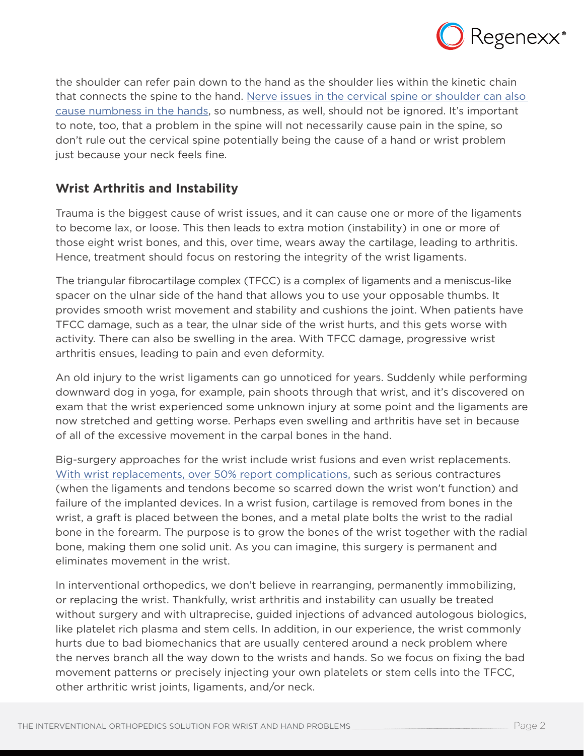the shoulder can refer pain down to the hand as the shoulder lies within the kinetic chain that connects the spine to the hand. [Nerve issues in the cervical spine or shoulder can also cause numbness in the hands](), so numbness, as well, should not be ignored. It's important to note, too, that a problem in the spine will not necessarily cause pain in the spine, so don't rule out the cervical spine potentially being the cause of a hand or wrist problem just because your neck feels fine.

### Wrist Arthritis and Instability

Trauma is the biggest cause of wrist issues, and it can cause one or more of the ligaments to become lax, or loose. This then leads to extra motion (instability) in one or more of those eight wrist bones, and this, over time, wears away the cartilage, leading to arthritis. Hence, treatment should focus on restoring the integrity of the wrist ligaments.

The triangular fibrocartilage complex (TFCC) is a complex of ligaments and a meniscus-like spacer on the ulnar side of the hand that allows you to use your opposable thumbs. It provides smooth wrist movement and stability and cushions the joint. When patients have TFCC damage, such as a tear, the ulnar side of the wrist hurts, and this gets worse with activity. There can also be swelling in the area. With TFCC damage, progressive wrist arthritis ensues, leading to pain and even deformity.

An old injury to the wrist ligaments can go unnoticed for years. Suddenly while performing downward dog in yoga, for example, pain shoots through that wrist, and it's discovered on exam that the wrist experienced some unknown injury at some point and the ligaments are now stretched and getting worse. Perhaps even swelling and arthritis have set in because of all of the excessive movement in the carpal bones in the hand.

Big-surgery approaches for the wrist include wrist fusions and even wrist replacements. [With wrist replacements, over 50% report complications,]() such as serious contractures (when the ligaments and tendons become so scarred down the wrist won't function) and failure of the implanted devices. In a wrist fusion, cartilage is removed from bones in the wrist, a graft is placed between the bones, and a metal plate bolts the wrist to the radial bone in the forearm. The purpose is to grow the bones of the wrist together with the radial bone, making them one solid unit. As you can imagine, this surgery is permanent and eliminates movement in the wrist.

In interventional orthopedics, we don't believe in rearranging, permanently immobilizing, or replacing the wrist. Thankfully, wrist arthritis and instability can usually be treated without surgery and with ultraprecise, guided injections of advanced autologous biologics, like platelet rich plasma and stem cells. In addition, in our experience, the wrist commonly hurts due to bad biomechanics that are usually centered around a neck problem where the nerves branch all the way down to the wrists and hands. So we focus on fixing the bad movement patterns or precisely injecting your own platelets or stem cells into the TFCC, other arthritic wrist joints, ligaments, and/or neck.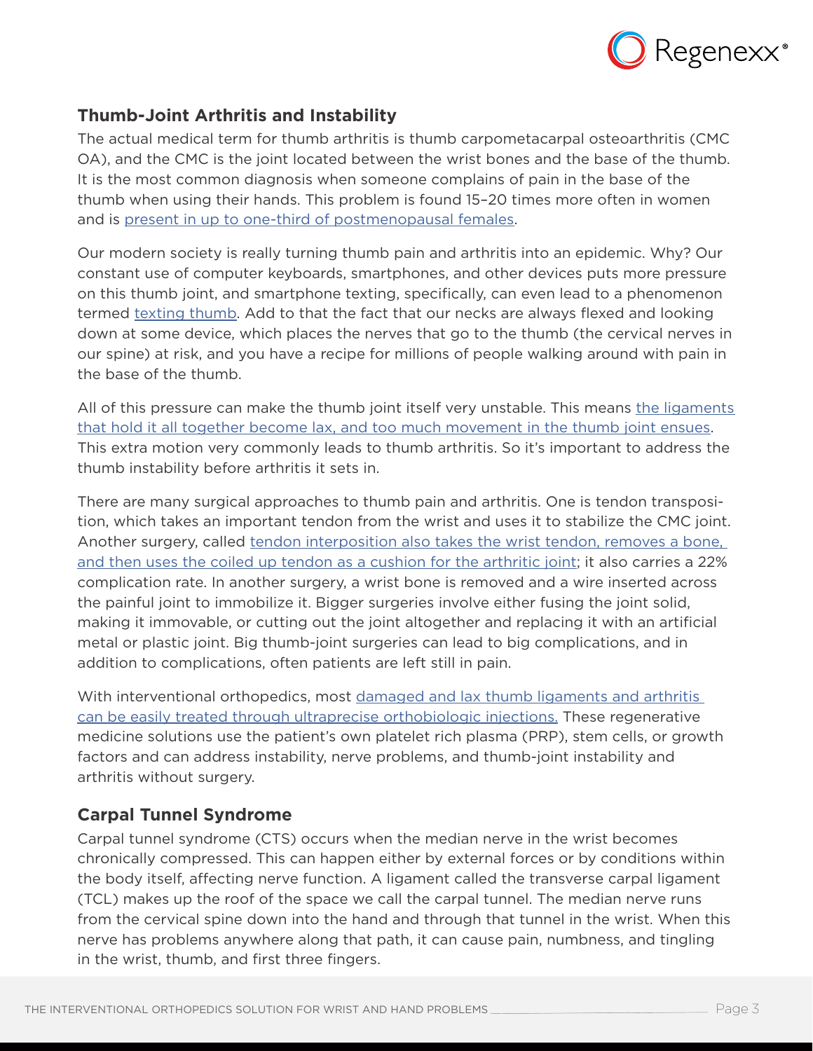## Thumb-Joint Arthritis and Instability

The actual medical term for thumb arthritis is thumb carpometacarpal osteoarthritis (CMC OA), and the CMC is the joint located between the wrist bones and the base of the thumb. It is the most common diagnosis when someone complains of pain in the base of the thumb when using their hands. This problem is found 15–20 times more often in women and is present in up to one-third of postmenopausal females.

Our modern society is really turning thumb pain and arthritis into an epidemic. Why? Our constant use of computer keyboards, smartphones, and other devices puts more pressure on this thumb joint, and smartphone texting, specifically, can even lead to a phenomenon termed texting thumb. Add to that the fact that our necks are always flexed and looking down at some device, which places the nerves that go to the thumb (the cervical nerves in our spine) at risk, and you have a recipe for millions of people walking around with pain in the base of the thumb.

All of this pressure can make the thumb joint itself very unstable. This means the ligaments that hold it all together become lax, and too much movement in the thumb joint ensues. This extra motion very commonly leads to thumb arthritis. So it's important to address the thumb instability before arthritis it sets in.

There are many surgical approaches to thumb pain and arthritis. One is tendon transposition, which takes an important tendon from the wrist and uses it to stabilize the CMC joint. Another surgery, called tendon interposition also takes the wrist tendon, removes a bone, and then uses the coiled up tendon as a cushion for the arthritic joint; it also carries a 22% complication rate. In another surgery, a wrist bone is removed and a wire inserted across the painful joint to immobilize it. Bigger surgeries involve either fusing the joint solid, making it immovable, or cutting out the joint altogether and replacing it with an artificial metal or plastic joint. Big thumb-joint surgeries can lead to big complications, and in addition to complications, often patients are left still in pain.

With interventional orthopedics, most damaged and lax thumb ligaments and arthritis can be easily treated through ultraprecise orthobiologic injections. These regenerative medicine solutions use the patient's own platelet rich plasma (PRP), stem cells, or growth factors and can address instability, nerve problems, and thumb-joint instability and arthritis without surgery.

## Carpal Tunnel Syndrome

Carpal tunnel syndrome (CTS) occurs when the median nerve in the wrist becomes chronically compressed. This can happen either by external forces or by conditions within the body itself, affecting nerve function. A ligament called the transverse carpal ligament (TCL) makes up the roof of the space we call the carpal tunnel. The median nerve runs from the cervical spine down into the hand and through that tunnel in the wrist. When this nerve has problems anywhere along that path, it can cause pain, numbness, and tingling in the wrist, thumb, and first three fingers.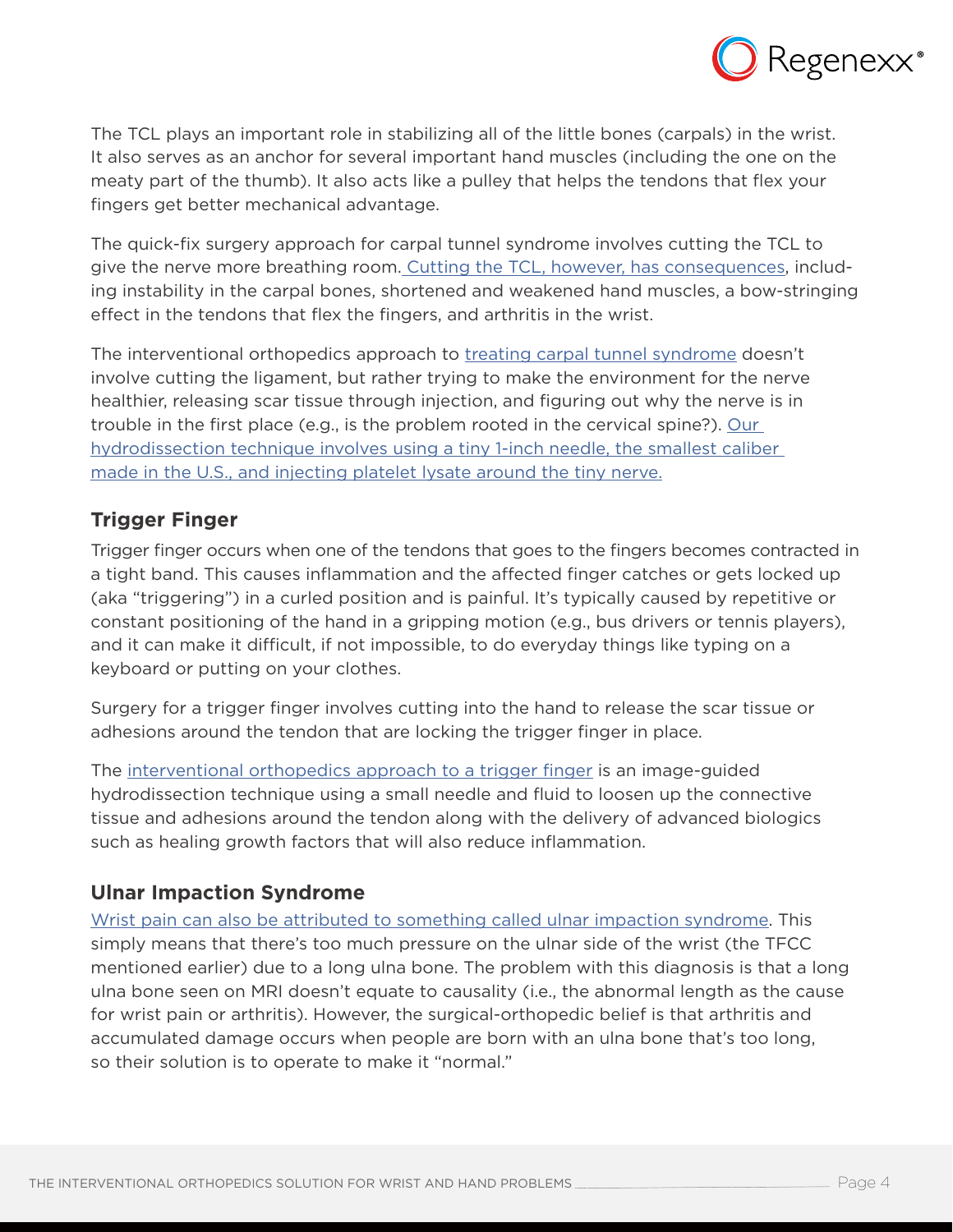The TCL plays an important role in stabilizing all of the little bones (carpals) in the wrist. It also serves as an anchor for several important hand muscles (including the one on the meaty part of the thumb). It also acts like a pulley that helps the tendons that flex your fingers get better mechanical advantage.

The quick-fix surgery approach for carpal tunnel syndrome involves cutting the TCL to give the nerve more breathing room. Cutting the TCL, however, has consequences, including instability in the carpal bones, shortened and weakened hand muscles, a bow-stringing effect in the tendons that flex the fingers, and arthritis in the wrist.

The interventional orthopedics approach to treating carpal tunnel syndrome doesn't involve cutting the ligament, but rather trying to make the environment for the nerve healthier, releasing scar tissue through injection, and figuring out why the nerve is in trouble in the first place (e.g., is the problem rooted in the cervical spine?). Our hydrodissection technique involves using a tiny 1-inch needle, the smallest caliber made in the U.S., and injecting platelet lysate around the tiny nerve.

### Trigger Finger

Trigger finger occurs when one of the tendons that goes to the fingers becomes contracted in a tight band. This causes inflammation and the affected finger catches or gets locked up (aka "triggering") in a curled position and is painful. It's typically caused by repetitive or constant positioning of the hand in a gripping motion (e.g., bus drivers or tennis players), and it can make it difficult, if not impossible, to do everyday things like typing on a keyboard or putting on your clothes.

Surgery for a trigger finger involves cutting into the hand to release the scar tissue or adhesions around the tendon that are locking the trigger finger in place.

The interventional orthopedics approach to a trigger finger is an image-guided hydrodissection technique using a small needle and fluid to loosen up the connective tissue and adhesions around the tendon along with the delivery of advanced biologics such as healing growth factors that will also reduce inflammation.

### Ulnar Impaction Syndrome

Wrist pain can also be attributed to something called ulnar impaction syndrome. This simply means that there's too much pressure on the ulnar side of the wrist (the TFCC mentioned earlier) due to a long ulna bone. The problem with this diagnosis is that a long ulna bone seen on MRI doesn't equate to causality (i.e., the abnormal length as the cause for wrist pain or arthritis). However, the surgical-orthopedic belief is that arthritis and accumulated damage occurs when people are born with an ulna bone that's too long, so their solution is to operate to make it "normal."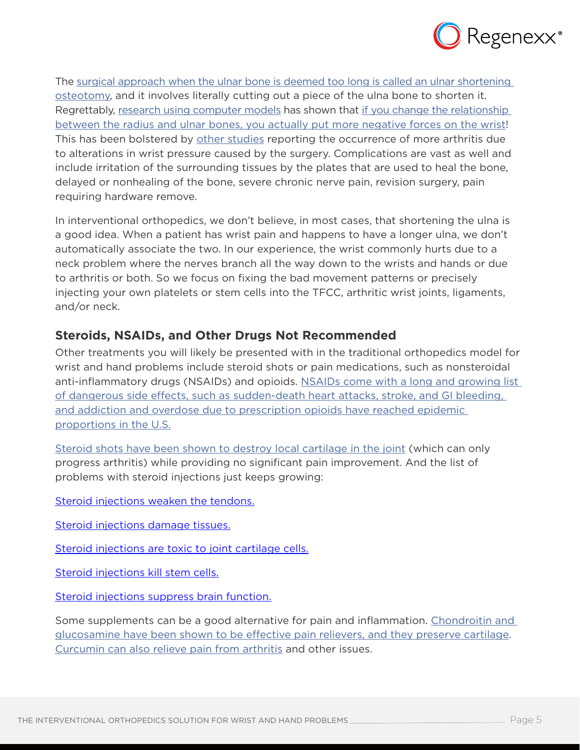The surgical approach when the ulnar bone is deemed too long is called an ulnar shortening osteotomy, and it involves literally cutting out a piece of the ulna bone to shorten it. Regrettably, research using computer models has shown that if you change the relationship between the radius and ulnar bones, you actually put more negative forces on the wrist! This has been bolstered by other studies reporting the occurrence of more arthritis due to alterations in wrist pressure caused by the surgery. Complications are vast as well and include irritation of the surrounding tissues by the plates that are used to heal the bone, delayed or nonhealing of the bone, severe chronic nerve pain, revision surgery, pain requiring hardware remove.

In interventional orthopedics, we don't believe, in most cases, that shortening the ulna is a good idea. When a patient has wrist pain and happens to have a longer ulna, we don't automatically associate the two. In our experience, the wrist commonly hurts due to a neck problem where the nerves branch all the way down to the wrists and hands or due to arthritis or both. So we focus on fixing the bad movement patterns or precisely injecting your own platelets or stem cells into the TFCC, arthritic wrist joints, ligaments, and/or neck.

### Steroids, NSAIDs, and Other Drugs Not Recommended

Other treatments you will likely be presented with in the traditional orthopedics model for wrist and hand problems include steroid shots or pain medications, such as nonsteroidal anti-inflammatory drugs (NSAIDs) and opioids. NSAIDs come with a long and growing list of dangerous side effects, such as sudden-death heart attacks, stroke, and GI bleeding, and addiction and overdose due to prescription opioids have reached epidemic proportions in the U.S.

Steroid shots have been shown to destroy local cartilage in the joint (which can only progress arthritis) while providing no significant pain improvement. And the list of problems with steroid injections just keeps growing:

Steroid injections weaken the tendons.

Steroid injections damage tissues.

Steroid injections are toxic to joint cartilage cells.

Steroid injections kill stem cells.

Steroid injections suppress brain function.

Some supplements can be a good alternative for pain and inflammation. Chondroitin and glucosamine have been shown to be effective pain relievers, and they preserve cartilage. Curcumin can also relieve pain from arthritis and other issues.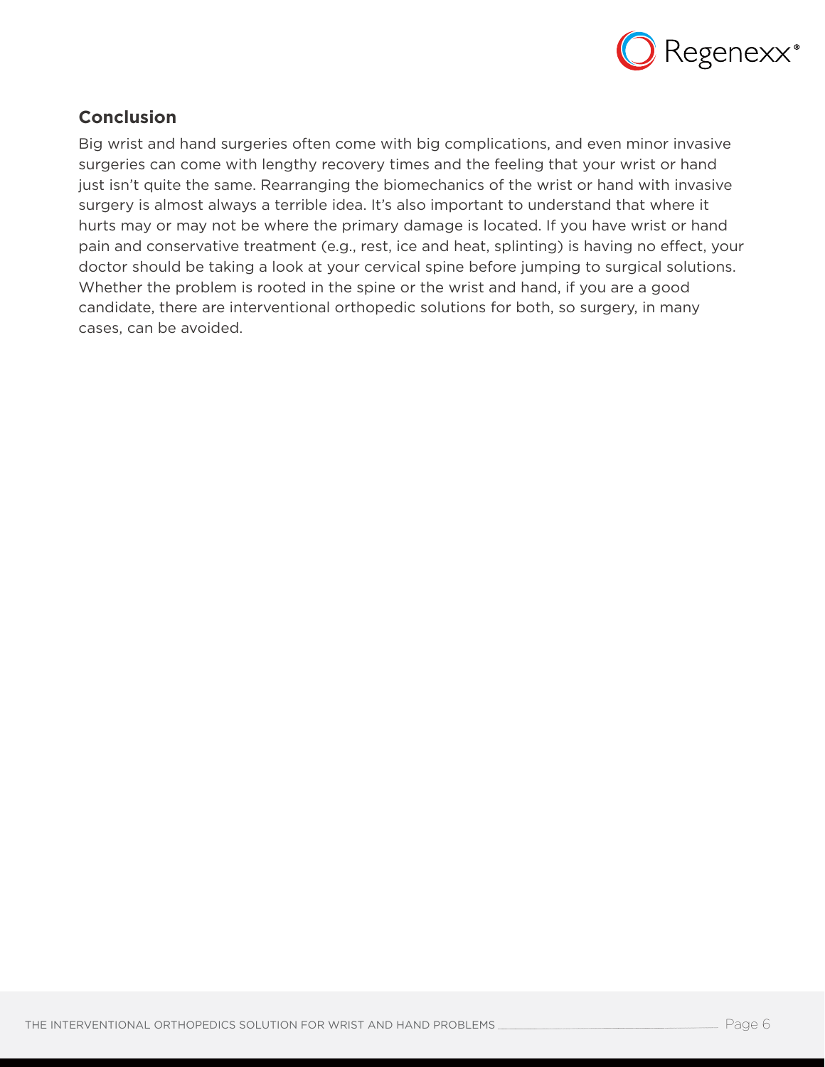## Conclusion

Big wrist and hand surgeries often come with big complications, and even minor invasive surgeries can come with lengthy recovery times and the feeling that your wrist or hand just isn't quite the same. Rearranging the biomechanics of the wrist or hand with invasive surgery is almost always a terrible idea. It's also important to understand that where it hurts may or may not be where the primary damage is located. If you have wrist or hand pain and conservative treatment (e.g., rest, ice and heat, splinting) is having no effect, your doctor should be taking a look at your cervical spine before jumping to surgical solutions. Whether the problem is rooted in the spine or the wrist and hand, if you are a good candidate, there are interventional orthopedic solutions for both, so surgery, in many cases, can be avoided.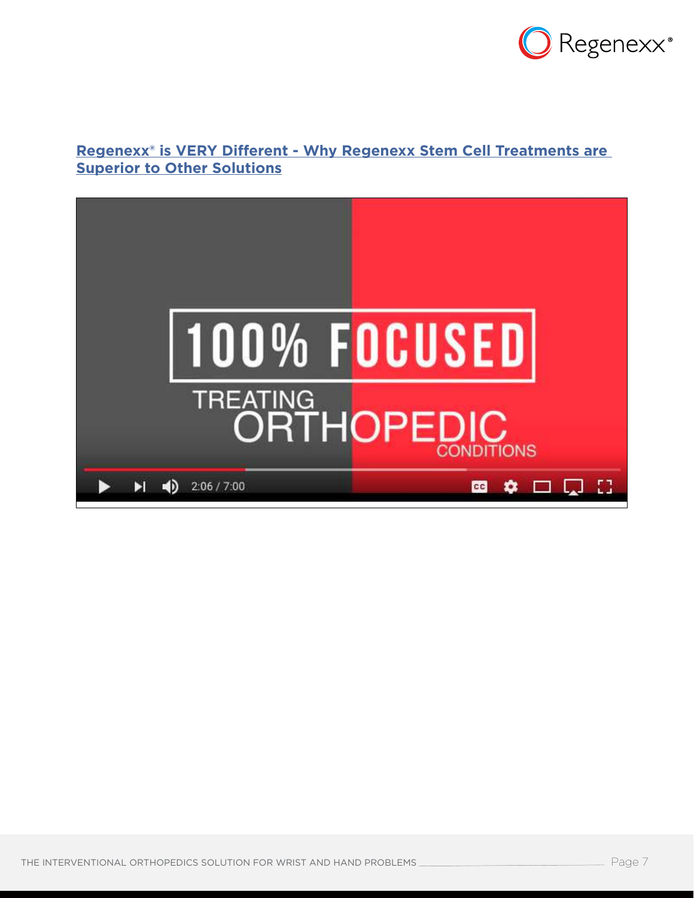## Regenexx® is VERY Different - Why Regenexx Stem Cell Treatments are Superior to Other Solutions

100% FOCUSED

TREATING ORTHOPEDIC CONDITIONS

2:06 / 7:00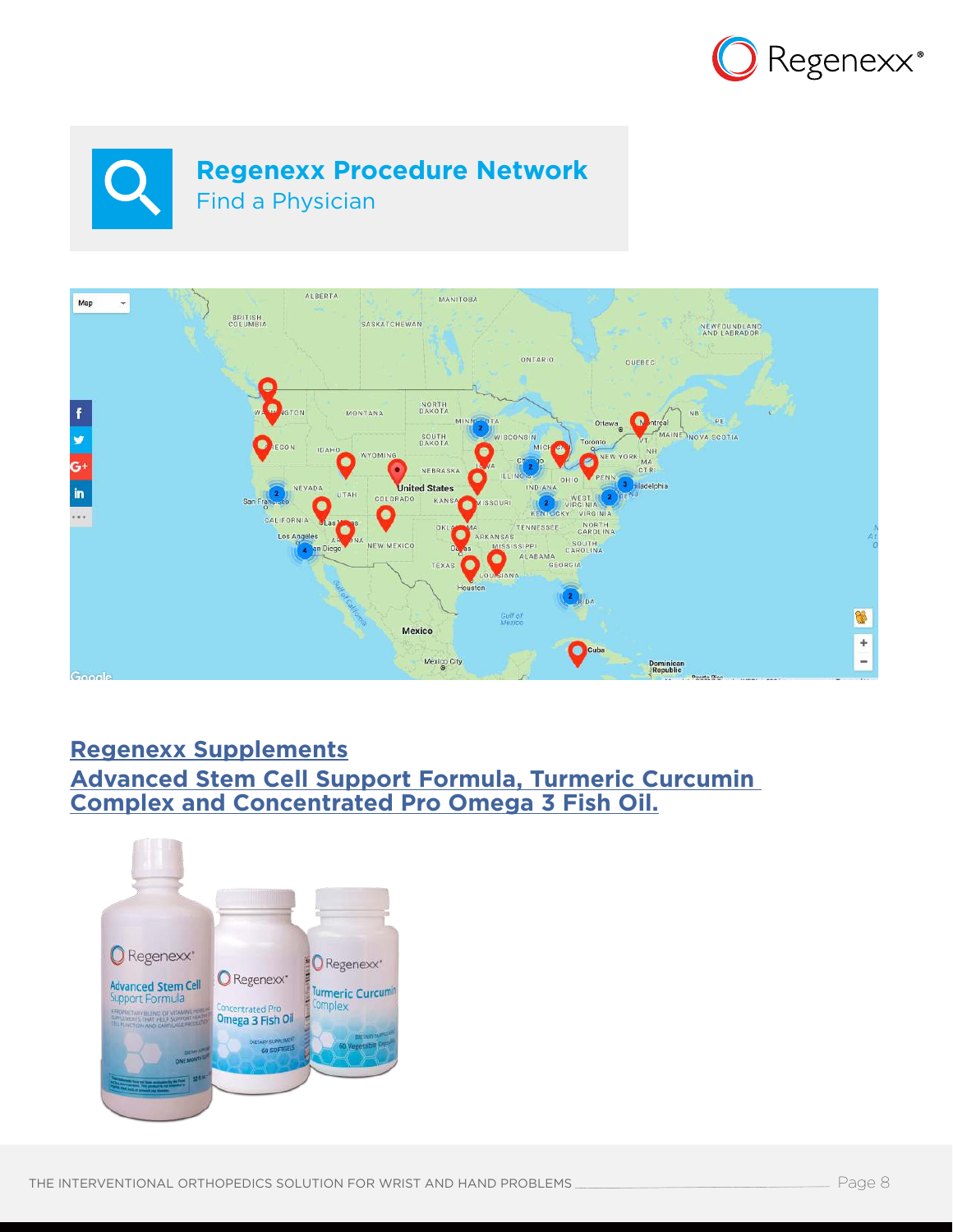## Regenexx Procedure Network

Find a Physician

## Regenexx Supplements

## Advanced Stem Cell Support Formula, Turmeric Curcumin Complex and Concentrated Pro Omega 3 Fish Oil.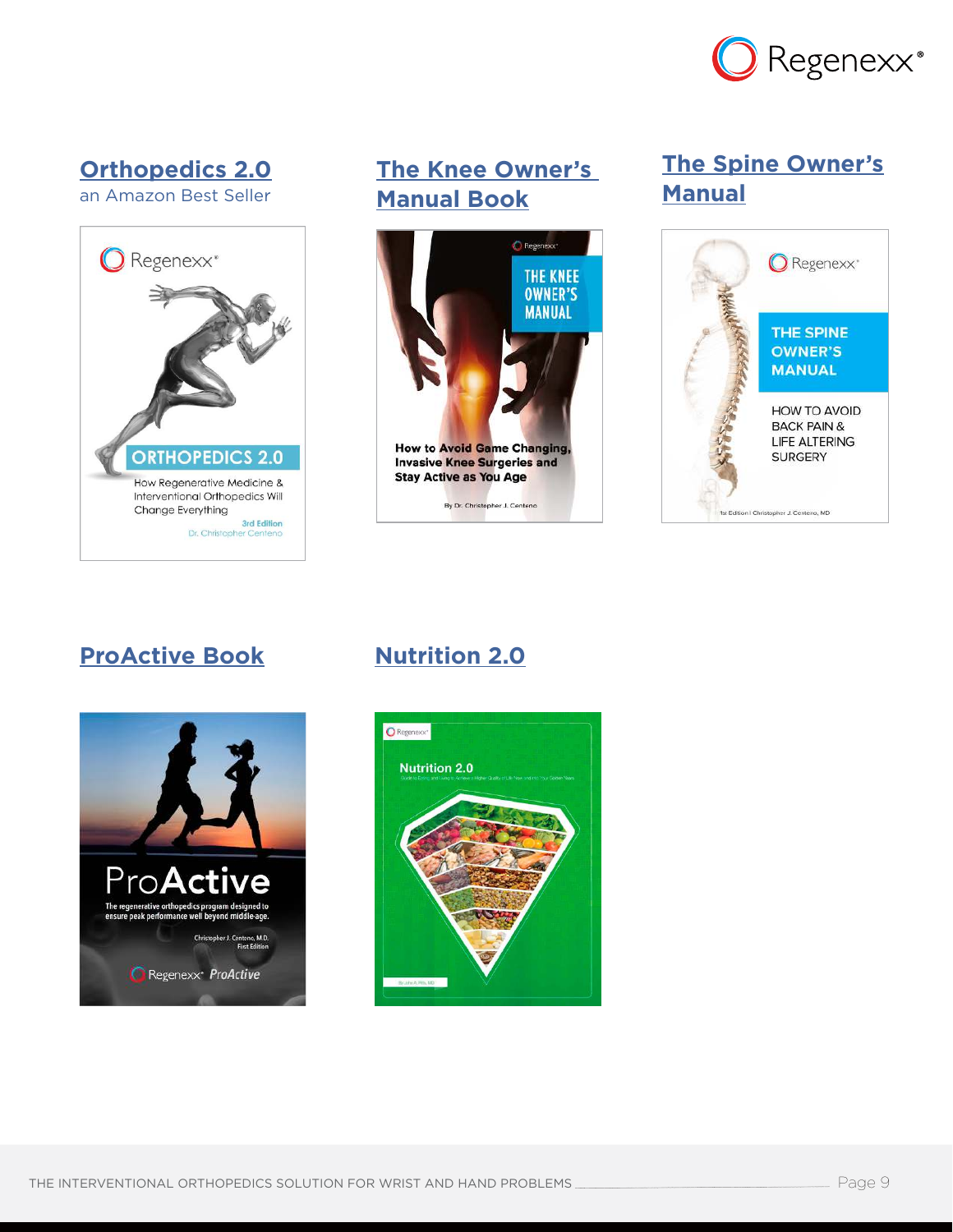## Orthopedics 2.0

an Amazon Best Seller

## The Knee Owner's Manual Book

## The Spine Owner's Manual

## ProActive Book

## Nutrition 2.0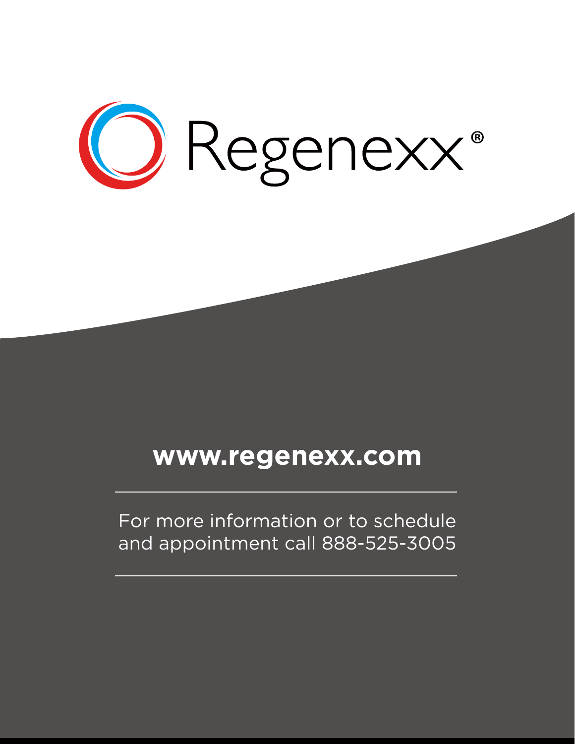Regenexx®

**www.regenexx.com**

For more information or to schedule and appointment call 888-525-3005